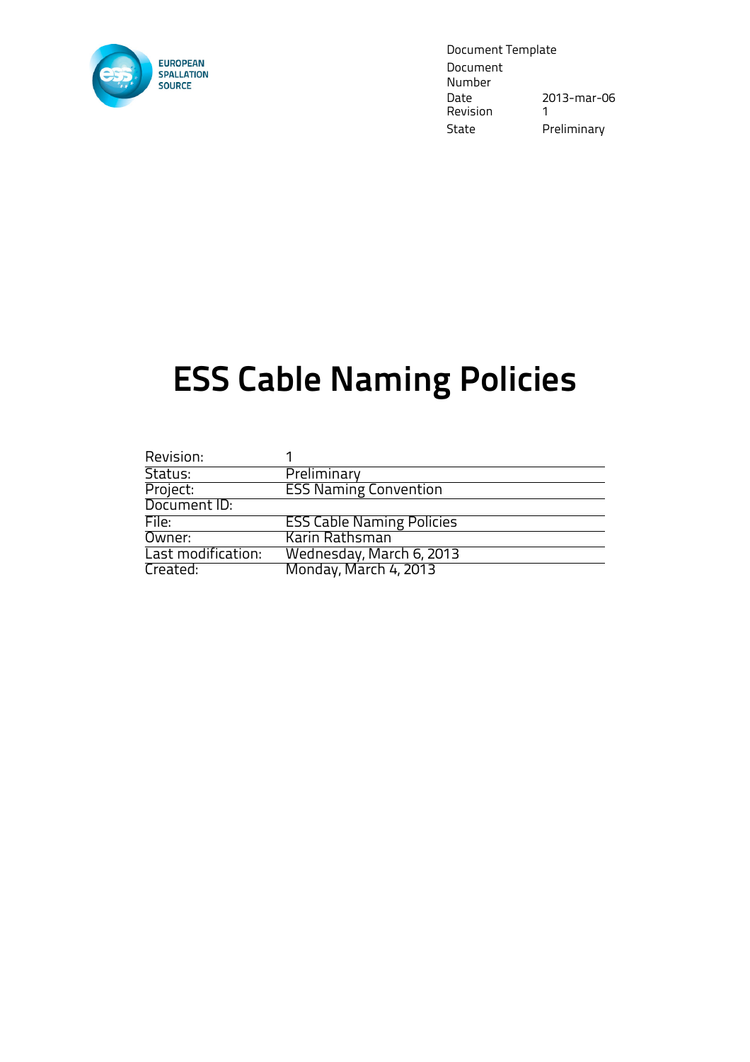EUROPEAN SPALLATION SOURCE

| Document Template | |
|---|---|
| Document Number | |
| Date | 2013-mar-06 |
| Revision | 1 |
| State | Preliminary |

# ESS Cable Naming Policies

| Revision: | 1 |
|---|---|
| Status: | Preliminary |
| Project: | ESS Naming Convention |
| Document ID: | |
| File: | ESS Cable Naming Policies |
| Owner: | Karin Rathsman |
| Last modification: | Wednesday, March 6, 2013 |
| Created: | Monday, March 4, 2013 |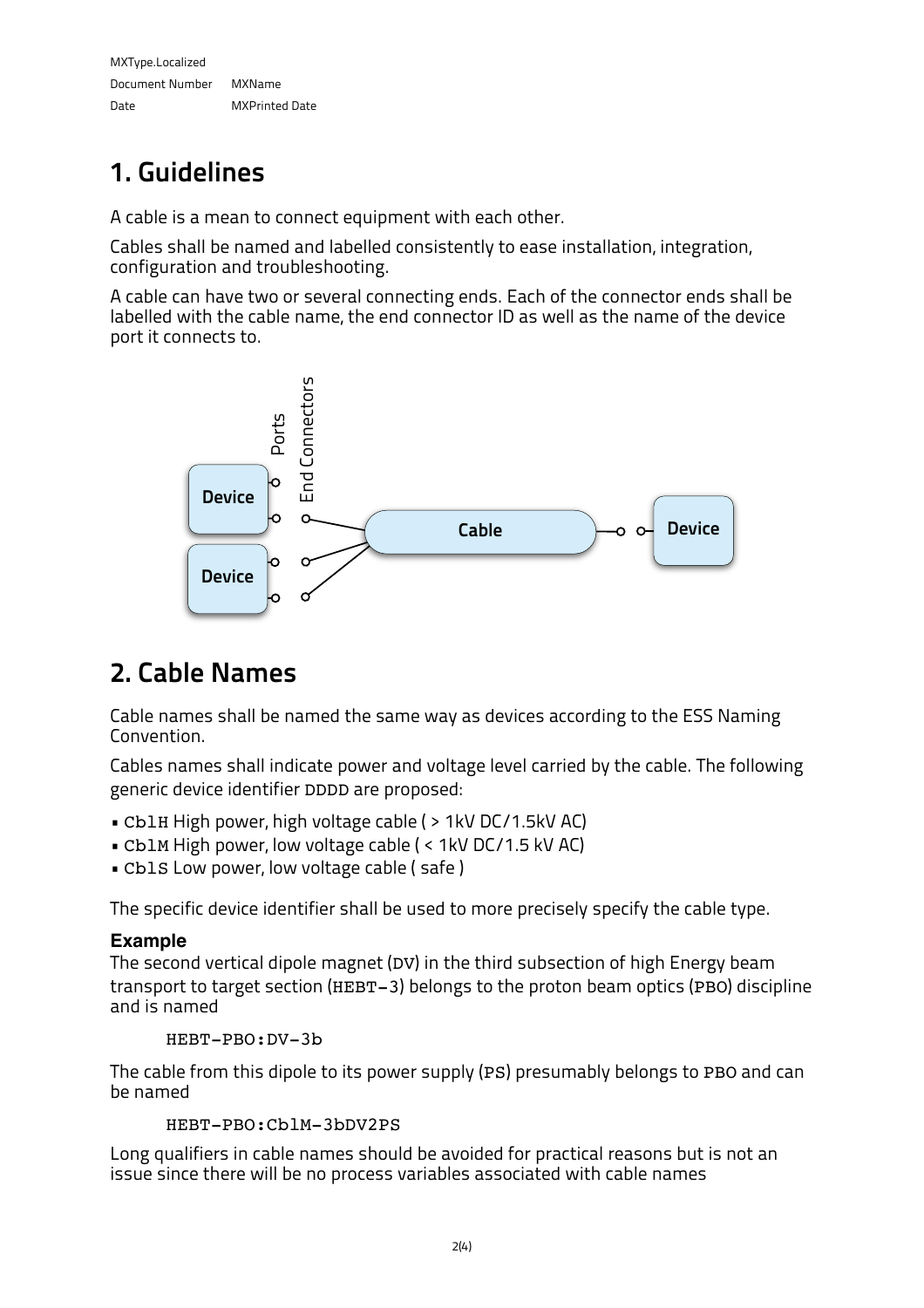# 1. Guidelines

A cable is a mean to connect equipment with each other.

Cables shall be named and labelled consistently to ease installation, integration, configuration and troubleshooting.

A cable can have two or several connecting ends. Each of the connector ends shall be labelled with the cable name, the end connector ID as well as the name of the device port it connects to.

# 2. Cable Names

Cable names shall be named the same way as devices according to the ESS Naming Convention.

Cables names shall indicate power and voltage level carried by the cable. The following generic device identifier `DDDD` are proposed:

- `CblH` High power, high voltage cable ( > 1kV DC/1.5kV AC)
- `CblM` High power, low voltage cable ( < 1kV DC/1.5 kV AC)
- `CblS` Low power, low voltage cable ( safe )

The specific device identifier shall be used to more precisely specify the cable type.

### Example

The second vertical dipole magnet (`DV`) in the third subsection of high Energy beam transport to target section (`HEBT-3`) belongs to the proton beam optics (`PBO`) discipline and is named

```
HEBT-PBO:DV-3b
```

The cable from this dipole to its power supply (`PS`) presumably belongs to `PBO` and can be named

```
HEBT-PBO:CblM-3bDV2PS
```

Long qualifiers in cable names should be avoided for practical reasons but is not an issue since there will be no process variables associated with cable names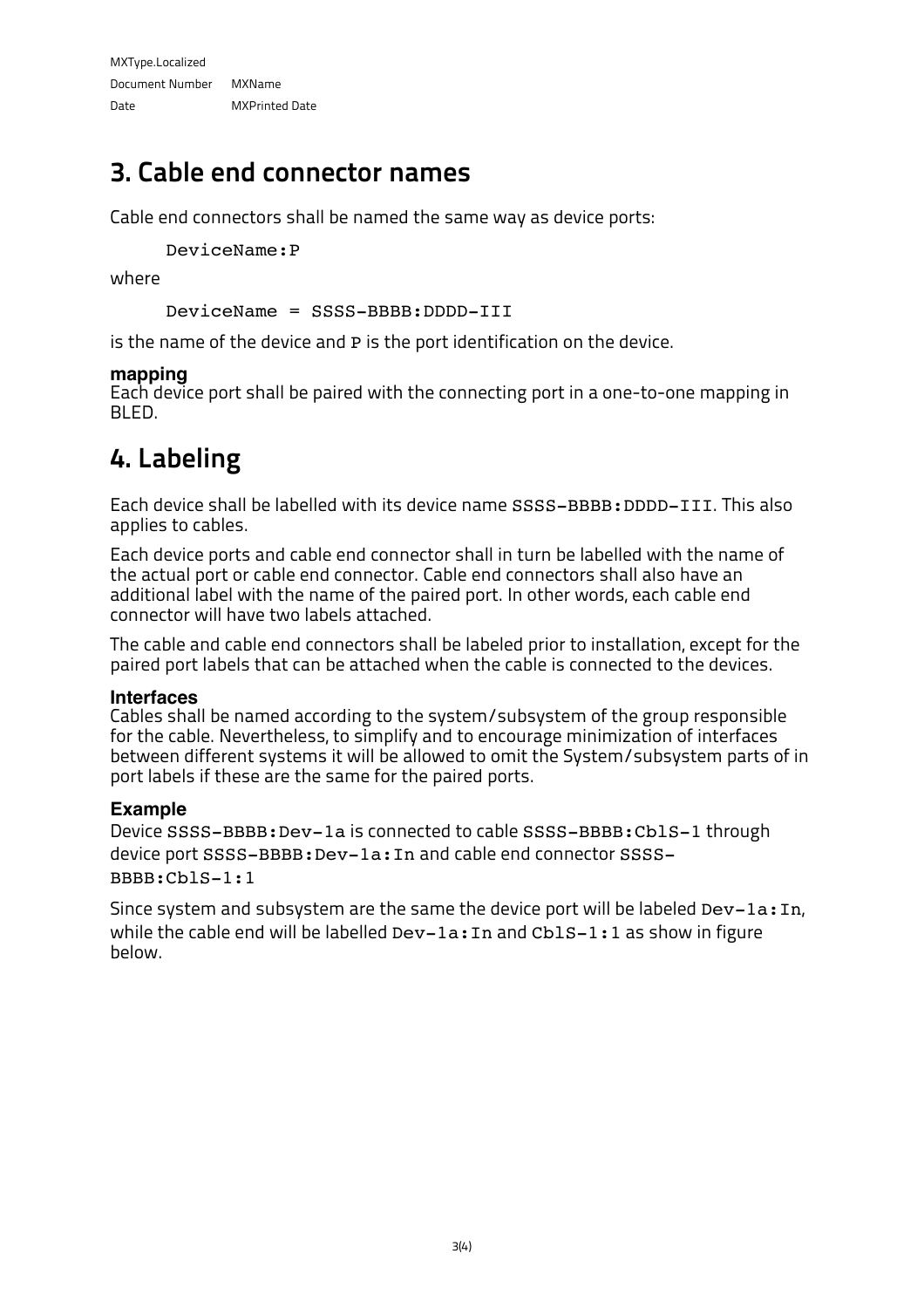## 3. Cable end connector names

Cable end connectors shall be named the same way as device ports:

```
DeviceName:P
```

where

```
DeviceName = SSSS-BBBB:DDDD-III
```

is the name of the device and `P` is the port identification on the device.

#### mapping

Each device port shall be paired with the connecting port in a one-to-one mapping in BLED.

## 4. Labeling

Each device shall be labelled with its device name `SSSS-BBBB:DDDD-III`. This also applies to cables.

Each device ports and cable end connector shall in turn be labelled with the name of the actual port or cable end connector. Cable end connectors shall also have an additional label with the name of the paired port. In other words, each cable end connector will have two labels attached.

The cable and cable end connectors shall be labeled prior to installation, except for the paired port labels that can be attached when the cable is connected to the devices.

#### Interfaces

Cables shall be named according to the system/subsystem of the group responsible for the cable. Nevertheless, to simplify and to encourage minimization of interfaces between different systems it will be allowed to omit the System/subsystem parts of in port labels if these are the same for the paired ports.

#### Example

Device `SSSS-BBBB:Dev-1a` is connected to cable `SSSS-BBBB:CblS-1` through device port `SSSS-BBBB:Dev-1a:In` and cable end connector `SSSS-BBBB:CblS-1:1`

Since system and subsystem are the same the device port will be labeled `Dev-1a:In`, while the cable end will be labelled `Dev-1a:In` and `CblS-1:1` as show in figure below.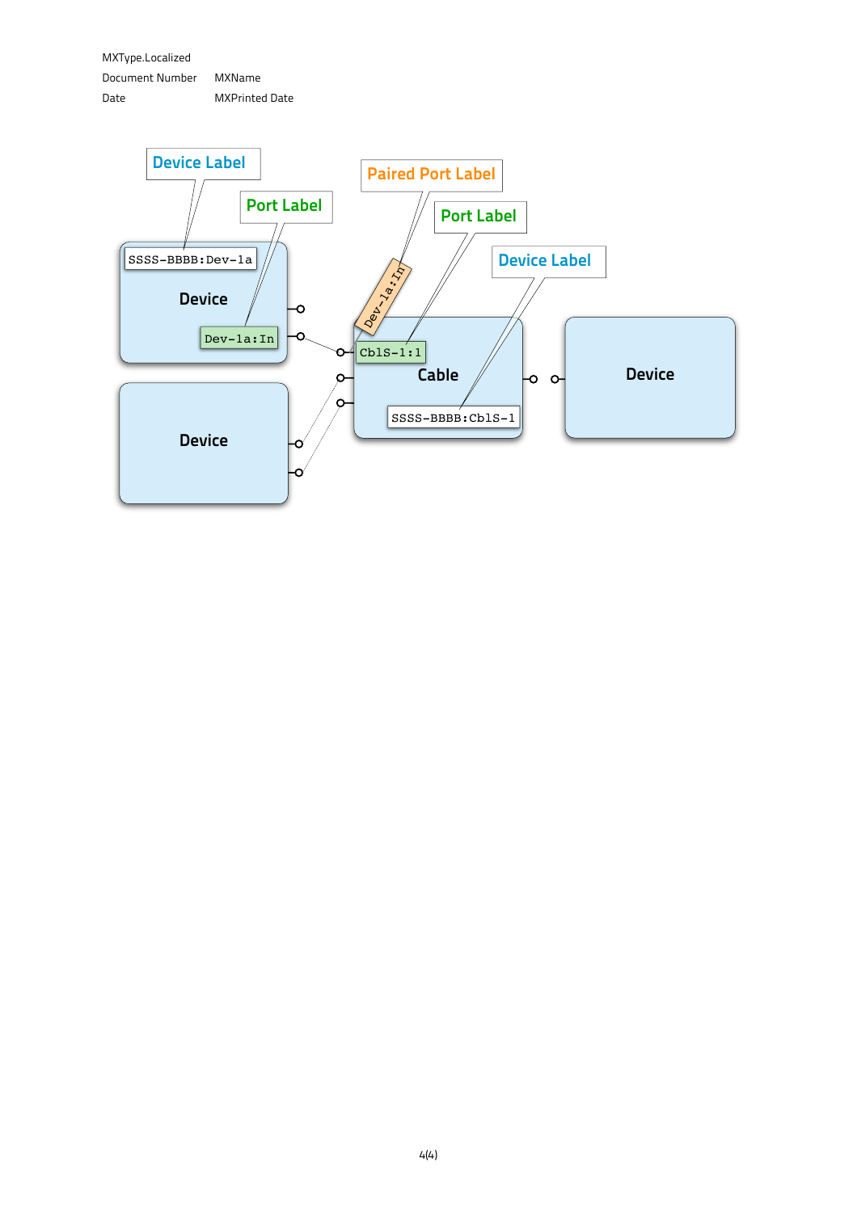MXType.Localized

Document Number MXName

Date MXPrinted Date

Device Label

Port Label

SSSS-BBBB:Dev-1a

Device

Dev-1a:In

Device

Paired Port Label

Port Label

Device Label

Dev-1a:In

CblS-1:1

Cable

SSSS-BBBB:CblS-1

Device